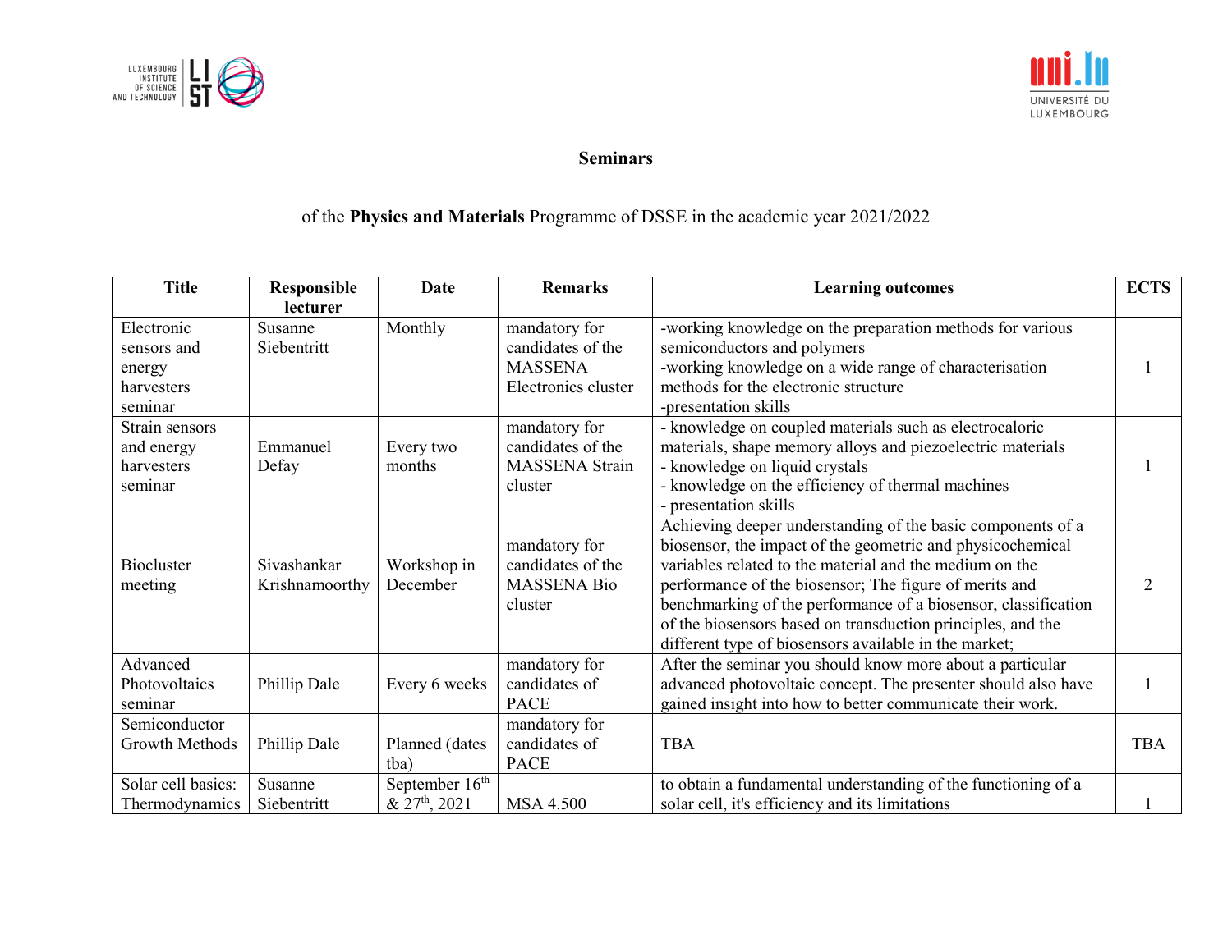# Seminars

of the **Physics and Materials** Programme of DSSE in the academic year 2021/2022

| Title | Responsible lecturer | Date | Remarks | Learning outcomes | ECTS |
|---|---|---|---|---|---|
| Electronic sensors and energy harvesters seminar | Susanne Siebentritt | Monthly | mandatory for candidates of the MASSENA Electronics cluster | -working knowledge on the preparation methods for various semiconductors and polymers<br>-working knowledge on a wide range of characterisation methods for the electronic structure<br>-presentation skills | 1 |
| Strain sensors and energy harvesters seminar | Emmanuel Defay | Every two months | mandatory for candidates of the MASSENA Strain cluster | - knowledge on coupled materials such as electrocaloric materials, shape memory alloys and piezoelectric materials<br>- knowledge on liquid crystals<br>- knowledge on the efficiency of thermal machines<br>- presentation skills | 1 |
| Biocluster meeting | Sivashankar Krishnamoorthy | Workshop in December | mandatory for candidates of the MASSENA Bio cluster | Achieving deeper understanding of the basic components of a biosensor, the impact of the geometric and physicochemical variables related to the material and the medium on the performance of the biosensor; The figure of merits and benchmarking of the performance of a biosensor, classification of the biosensors based on transduction principles, and the different type of biosensors available in the market; | 2 |
| Advanced Photovoltaics seminar | Phillip Dale | Every 6 weeks | mandatory for candidates of PACE | After the seminar you should know more about a particular advanced photovoltaic concept. The presenter should also have gained insight into how to better communicate their work. | 1 |
| Semiconductor Growth Methods | Phillip Dale | Planned (dates tba) | mandatory for candidates of PACE | TBA | TBA |
| Solar cell basics: Thermodynamics | Susanne Siebentritt | September 16th & 27th, 2021 | MSA 4.500 | to obtain a fundamental understanding of the functioning of a solar cell, it's efficiency and its limitations | 1 |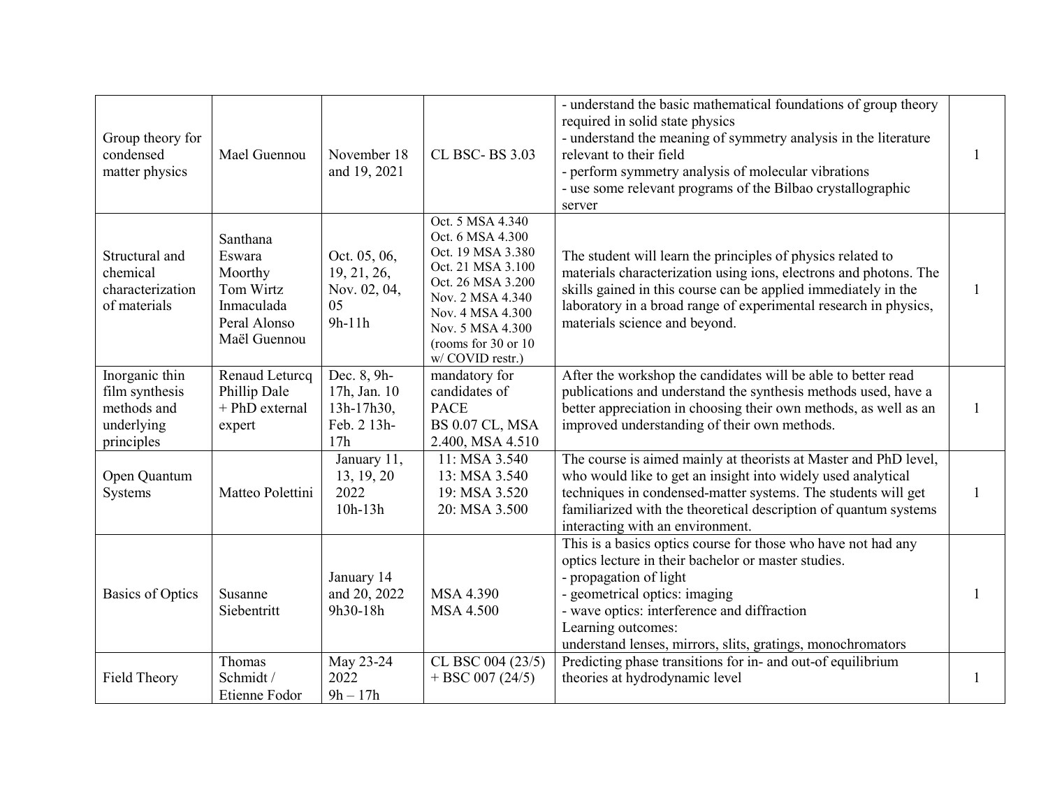| | | | | | |
|---|---|---|---|---|---|
| Group theory for condensed matter physics | Mael Guennou | November 18 and 19, 2021 | CL BSC- BS 3.03 | - understand the basic mathematical foundations of group theory required in solid state physics<br>- understand the meaning of symmetry analysis in the literature relevant to their field<br>- perform symmetry analysis of molecular vibrations<br>- use some relevant programs of the Bilbao crystallographic server | 1 |
| Structural and chemical characterization of materials | Santhana Eswara Moorthy<br>Tom Wirtz<br>Inmaculada Peral Alonso<br>Maël Guennou | Oct. 05, 06, 19, 21, 26, Nov. 02, 04, 05<br>9h-11h | Oct. 5 MSA 4.340<br>Oct. 6 MSA 4.300<br>Oct. 19 MSA 3.380<br>Oct. 21 MSA 3.100<br>Oct. 26 MSA 3.200<br>Nov. 2 MSA 4.340<br>Nov. 4 MSA 4.300<br>Nov. 5 MSA 4.300<br>(rooms for 30 or 10 w/ COVID restr.) | The student will learn the principles of physics related to materials characterization using ions, electrons and photons. The skills gained in this course can be applied immediately in the laboratory in a broad range of experimental research in physics, materials science and beyond. | 1 |
| Inorganic thin film synthesis methods and underlying principles | Renaud Leturcq<br>Phillip Dale<br>+ PhD external expert | Dec. 8, 9h-17h, Jan. 10 13h-17h30, Feb. 2 13h-17h | mandatory for candidates of PACE<br>BS 0.07 CL, MSA 2.400, MSA 4.510 | After the workshop the candidates will be able to better read publications and understand the synthesis methods used, have a better appreciation in choosing their own methods, as well as an improved understanding of their own methods. | 1 |
| Open Quantum Systems | Matteo Polettini | January 11, 13, 19, 20 2022<br>10h-13h | 11: MSA 3.540<br>13: MSA 3.540<br>19: MSA 3.520<br>20: MSA 3.500 | The course is aimed mainly at theorists at Master and PhD level, who would like to get an insight into widely used analytical techniques in condensed-matter systems. The students will get familiarized with the theoretical description of quantum systems interacting with an environment. | 1 |
| Basics of Optics | Susanne Siebentritt | January 14 and 20, 2022<br>9h30-18h | MSA 4.390<br>MSA 4.500 | This is a basics optics course for those who have not had any optics lecture in their bachelor or master studies.<br>- propagation of light<br>- geometrical optics: imaging<br>- wave optics: interference and diffraction<br>Learning outcomes:<br>understand lenses, mirrors, slits, gratings, monochromators | 1 |
| Field Theory | Thomas Schmidt / Etienne Fodor | May 23-24 2022<br>9h – 17h | CL BSC 004 (23/5) + BSC 007 (24/5) | Predicting phase transitions for in- and out-of equilibrium theories at hydrodynamic level | 1 |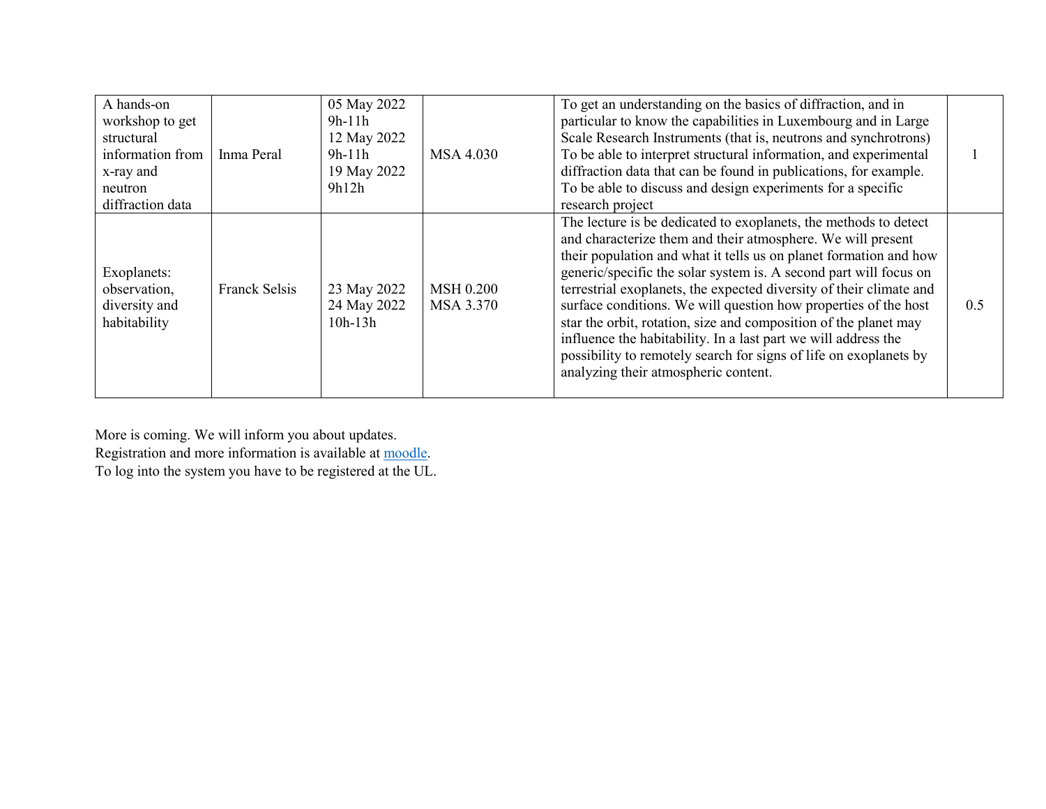| | | | | | |
|---|---|---|---|---|---|
| A hands-on workshop to get structural information from x-ray and neutron diffraction data | Inma Peral | 05 May 2022 9h-11h 12 May 2022 9h-11h 19 May 2022 9h12h | MSA 4.030 | To get an understanding on the basics of diffraction, and in particular to know the capabilities in Luxembourg and in Large Scale Research Instruments (that is, neutrons and synchrotrons) To be able to interpret structural information, and experimental diffraction data that can be found in publications, for example. To be able to discuss and design experiments for a specific research project | 1 |
| Exoplanets: observation, diversity and habitability | Franck Selsis | 23 May 2022 24 May 2022 10h-13h | MSH 0.200 MSA 3.370 | The lecture is be dedicated to exoplanets, the methods to detect and characterize them and their atmosphere. We will present their population and what it tells us on planet formation and how generic/specific the solar system is. A second part will focus on terrestrial exoplanets, the expected diversity of their climate and surface conditions. We will question how properties of the host star the orbit, rotation, size and composition of the planet may influence the habitability. In a last part we will address the possibility to remotely search for signs of life on exoplanets by analyzing their atmospheric content. | 0.5 |

More is coming. We will inform you about updates.
Registration and more information is available at moodle.
To log into the system you have to be registered at the UL.